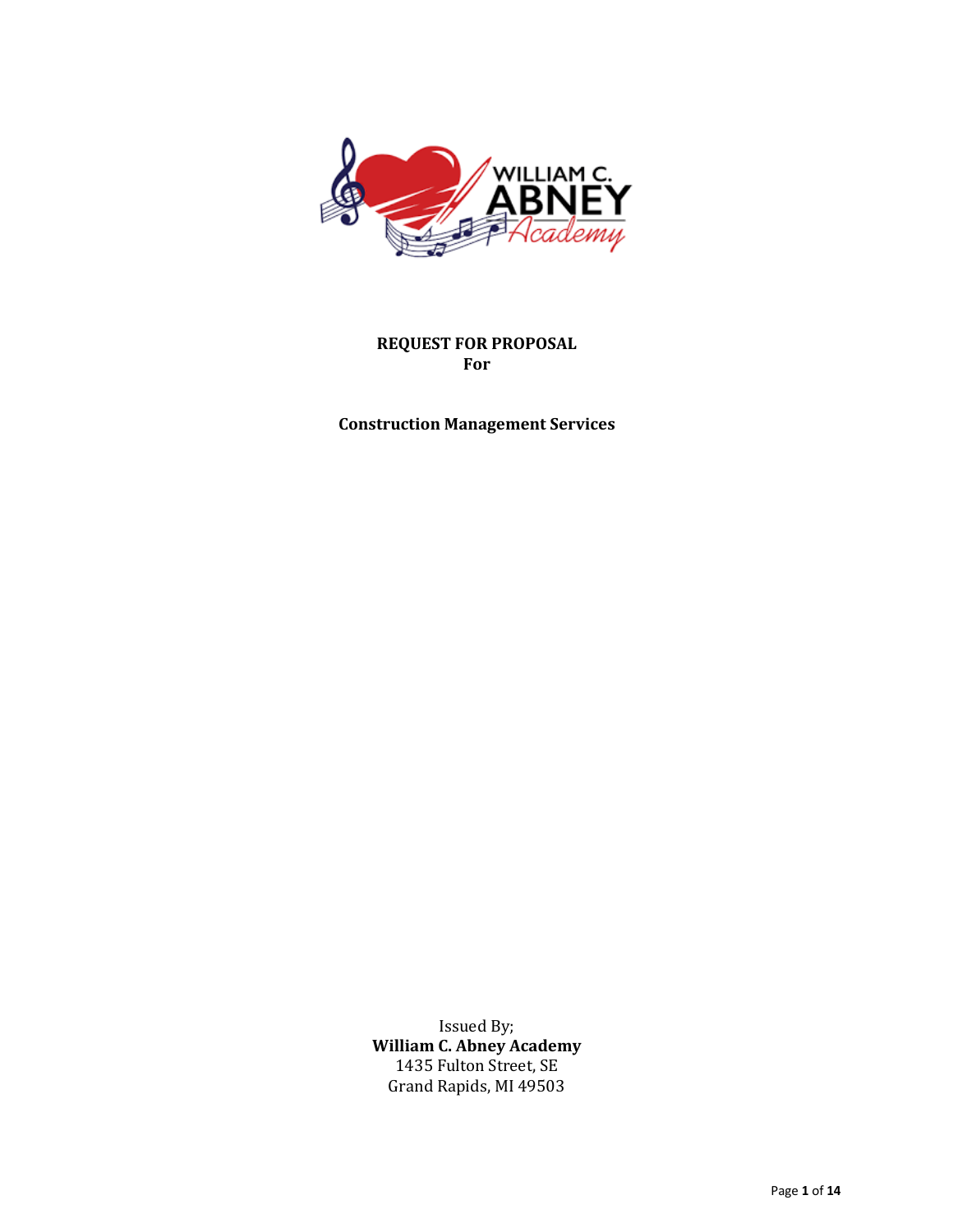**REQUEST FOR PROPOSAL**
**For**

**Construction Management Services**

Issued By;
**William C. Abney Academy**
1435 Fulton Street, SE
Grand Rapids, MI 49503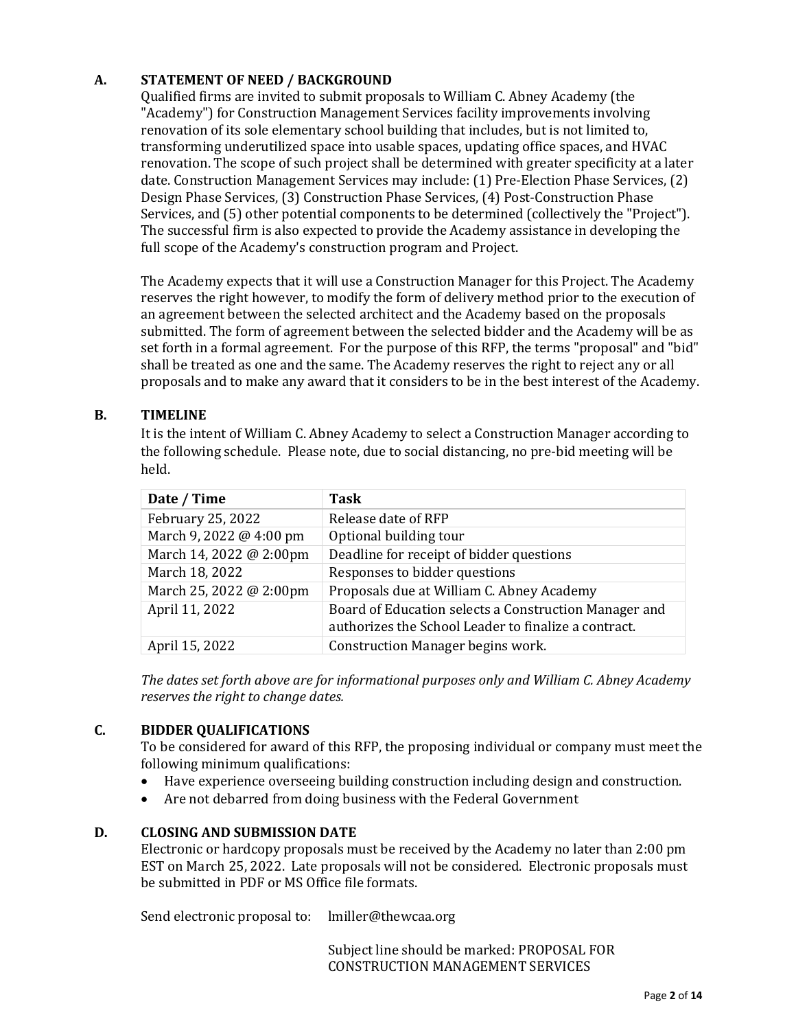## A. STATEMENT OF NEED / BACKGROUND

Qualified firms are invited to submit proposals to William C. Abney Academy (the "Academy") for Construction Management Services facility improvements involving renovation of its sole elementary school building that includes, but is not limited to, transforming underutilized space into usable spaces, updating office spaces, and HVAC renovation. The scope of such project shall be determined with greater specificity at a later date. Construction Management Services may include: (1) Pre-Election Phase Services, (2) Design Phase Services, (3) Construction Phase Services, (4) Post-Construction Phase Services, and (5) other potential components to be determined (collectively the "Project"). The successful firm is also expected to provide the Academy assistance in developing the full scope of the Academy's construction program and Project.

The Academy expects that it will use a Construction Manager for this Project. The Academy reserves the right however, to modify the form of delivery method prior to the execution of an agreement between the selected architect and the Academy based on the proposals submitted. The form of agreement between the selected bidder and the Academy will be as set forth in a formal agreement. For the purpose of this RFP, the terms "proposal" and "bid" shall be treated as one and the same. The Academy reserves the right to reject any or all proposals and to make any award that it considers to be in the best interest of the Academy.

## B. TIMELINE

It is the intent of William C. Abney Academy to select a Construction Manager according to the following schedule. Please note, due to social distancing, no pre-bid meeting will be held.

| Date / Time | Task |
|---|---|
| February 25, 2022 | Release date of RFP |
| March 9, 2022 @ 4:00 pm | Optional building tour |
| March 14, 2022 @ 2:00pm | Deadline for receipt of bidder questions |
| March 18, 2022 | Responses to bidder questions |
| March 25, 2022 @ 2:00pm | Proposals due at William C. Abney Academy |
| April 11, 2022 | Board of Education selects a Construction Manager and authorizes the School Leader to finalize a contract. |
| April 15, 2022 | Construction Manager begins work. |

*The dates set forth above are for informational purposes only and William C. Abney Academy reserves the right to change dates.*

## C. BIDDER QUALIFICATIONS

To be considered for award of this RFP, the proposing individual or company must meet the following minimum qualifications:

- Have experience overseeing building construction including design and construction.
- Are not debarred from doing business with the Federal Government

## D. CLOSING AND SUBMISSION DATE

Electronic or hardcopy proposals must be received by the Academy no later than 2:00 pm EST on March 25, 2022. Late proposals will not be considered. Electronic proposals must be submitted in PDF or MS Office file formats.

Send electronic proposal to: lmiller@thewcaa.org

Subject line should be marked: PROPOSAL FOR CONSTRUCTION MANAGEMENT SERVICES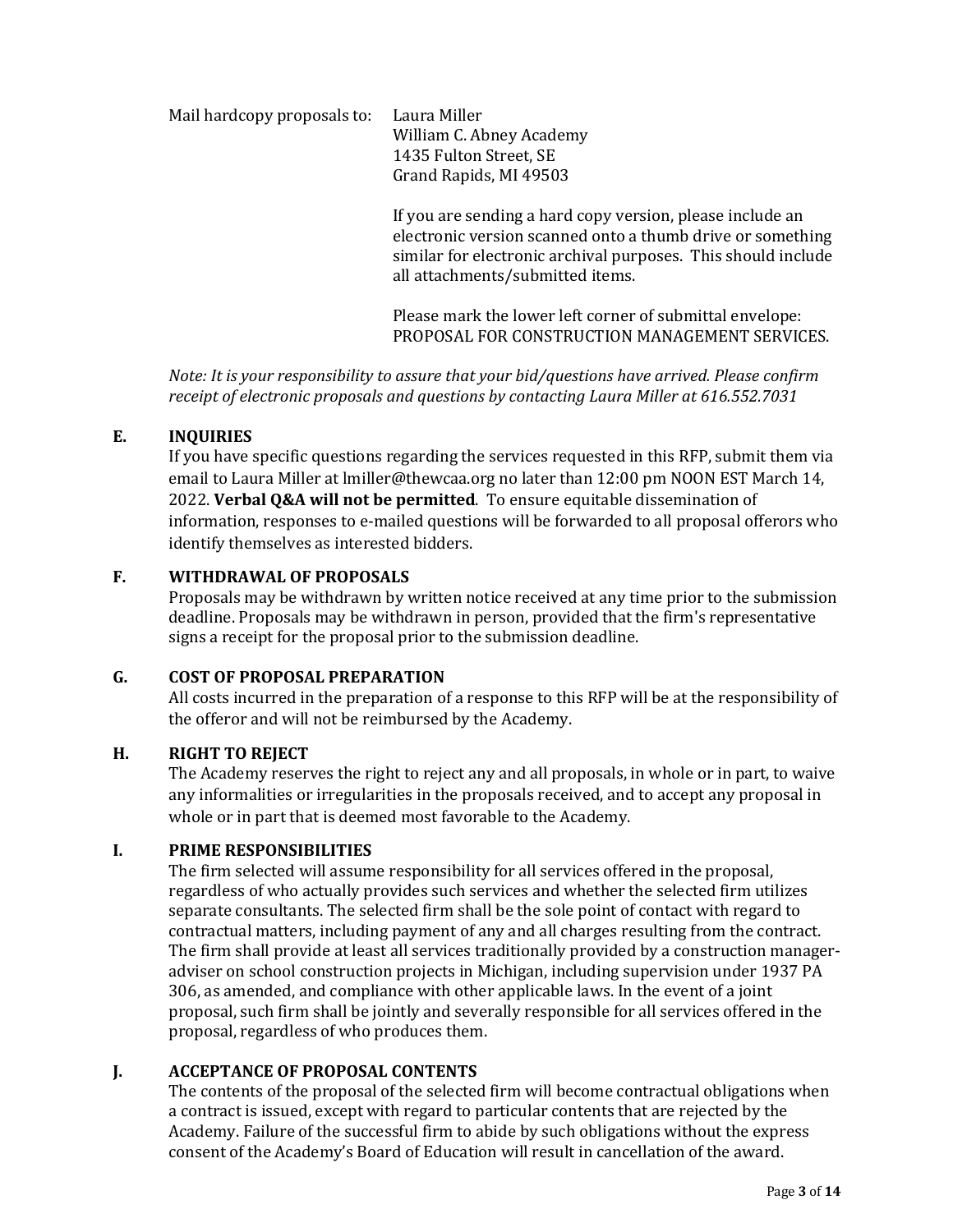Mail hardcopy proposals to: Laura Miller
William C. Abney Academy
1435 Fulton Street, SE
Grand Rapids, MI 49503

If you are sending a hard copy version, please include an electronic version scanned onto a thumb drive or something similar for electronic archival purposes. This should include all attachments/submitted items.

Please mark the lower left corner of submittal envelope: PROPOSAL FOR CONSTRUCTION MANAGEMENT SERVICES.

*Note: It is your responsibility to assure that your bid/questions have arrived. Please confirm receipt of electronic proposals and questions by contacting Laura Miller at 616.552.7031*

### E. INQUIRIES

If you have specific questions regarding the services requested in this RFP, submit them via email to Laura Miller at lmiller@thewcaa.org no later than 12:00 pm NOON EST March 14, 2022. **Verbal Q&A will not be permitted**. To ensure equitable dissemination of information, responses to e-mailed questions will be forwarded to all proposal offerors who identify themselves as interested bidders.

### F. WITHDRAWAL OF PROPOSALS

Proposals may be withdrawn by written notice received at any time prior to the submission deadline. Proposals may be withdrawn in person, provided that the firm's representative signs a receipt for the proposal prior to the submission deadline.

### G. COST OF PROPOSAL PREPARATION

All costs incurred in the preparation of a response to this RFP will be at the responsibility of the offeror and will not be reimbursed by the Academy.

### H. RIGHT TO REJECT

The Academy reserves the right to reject any and all proposals, in whole or in part, to waive any informalities or irregularities in the proposals received, and to accept any proposal in whole or in part that is deemed most favorable to the Academy.

### I. PRIME RESPONSIBILITIES

The firm selected will assume responsibility for all services offered in the proposal, regardless of who actually provides such services and whether the selected firm utilizes separate consultants. The selected firm shall be the sole point of contact with regard to contractual matters, including payment of any and all charges resulting from the contract. The firm shall provide at least all services traditionally provided by a construction manager-adviser on school construction projects in Michigan, including supervision under 1937 PA 306, as amended, and compliance with other applicable laws. In the event of a joint proposal, such firm shall be jointly and severally responsible for all services offered in the proposal, regardless of who produces them.

### J. ACCEPTANCE OF PROPOSAL CONTENTS

The contents of the proposal of the selected firm will become contractual obligations when a contract is issued, except with regard to particular contents that are rejected by the Academy. Failure of the successful firm to abide by such obligations without the express consent of the Academy's Board of Education will result in cancellation of the award.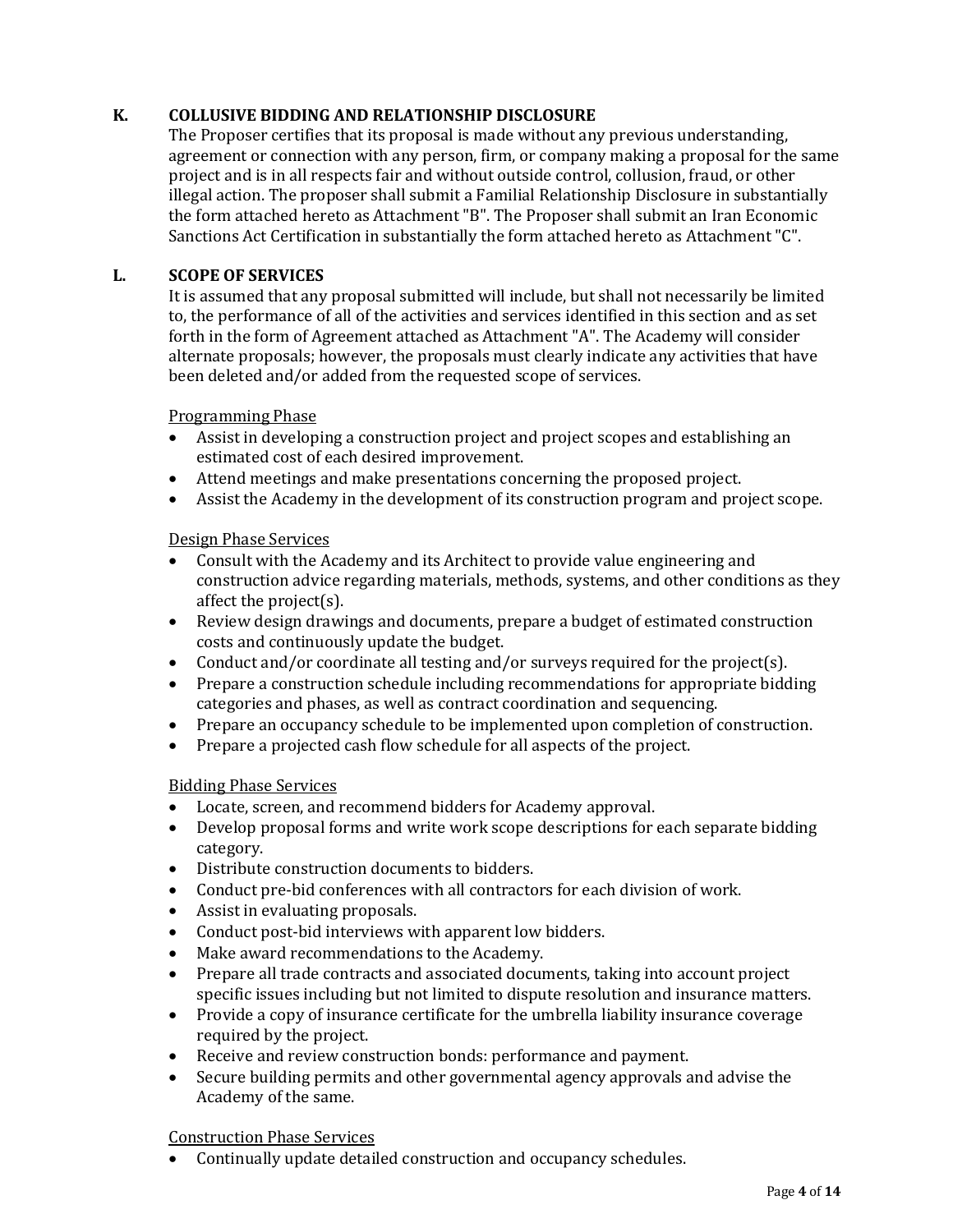**K. COLLUSIVE BIDDING AND RELATIONSHIP DISCLOSURE**

The Proposer certifies that its proposal is made without any previous understanding, agreement or connection with any person, firm, or company making a proposal for the same project and is in all respects fair and without outside control, collusion, fraud, or other illegal action. The proposer shall submit a Familial Relationship Disclosure in substantially the form attached hereto as Attachment "B". The Proposer shall submit an Iran Economic Sanctions Act Certification in substantially the form attached hereto as Attachment "C".

**L. SCOPE OF SERVICES**

It is assumed that any proposal submitted will include, but shall not necessarily be limited to, the performance of all of the activities and services identified in this section and as set forth in the form of Agreement attached as Attachment "A". The Academy will consider alternate proposals; however, the proposals must clearly indicate any activities that have been deleted and/or added from the requested scope of services.

Programming Phase

- Assist in developing a construction project and project scopes and establishing an estimated cost of each desired improvement.
- Attend meetings and make presentations concerning the proposed project.
- Assist the Academy in the development of its construction program and project scope.

Design Phase Services

- Consult with the Academy and its Architect to provide value engineering and construction advice regarding materials, methods, systems, and other conditions as they affect the project(s).
- Review design drawings and documents, prepare a budget of estimated construction costs and continuously update the budget.
- Conduct and/or coordinate all testing and/or surveys required for the project(s).
- Prepare a construction schedule including recommendations for appropriate bidding categories and phases, as well as contract coordination and sequencing.
- Prepare an occupancy schedule to be implemented upon completion of construction.
- Prepare a projected cash flow schedule for all aspects of the project.

Bidding Phase Services

- Locate, screen, and recommend bidders for Academy approval.
- Develop proposal forms and write work scope descriptions for each separate bidding category.
- Distribute construction documents to bidders.
- Conduct pre-bid conferences with all contractors for each division of work.
- Assist in evaluating proposals.
- Conduct post-bid interviews with apparent low bidders.
- Make award recommendations to the Academy.
- Prepare all trade contracts and associated documents, taking into account project specific issues including but not limited to dispute resolution and insurance matters.
- Provide a copy of insurance certificate for the umbrella liability insurance coverage required by the project.
- Receive and review construction bonds: performance and payment.
- Secure building permits and other governmental agency approvals and advise the Academy of the same.

Construction Phase Services

- Continually update detailed construction and occupancy schedules.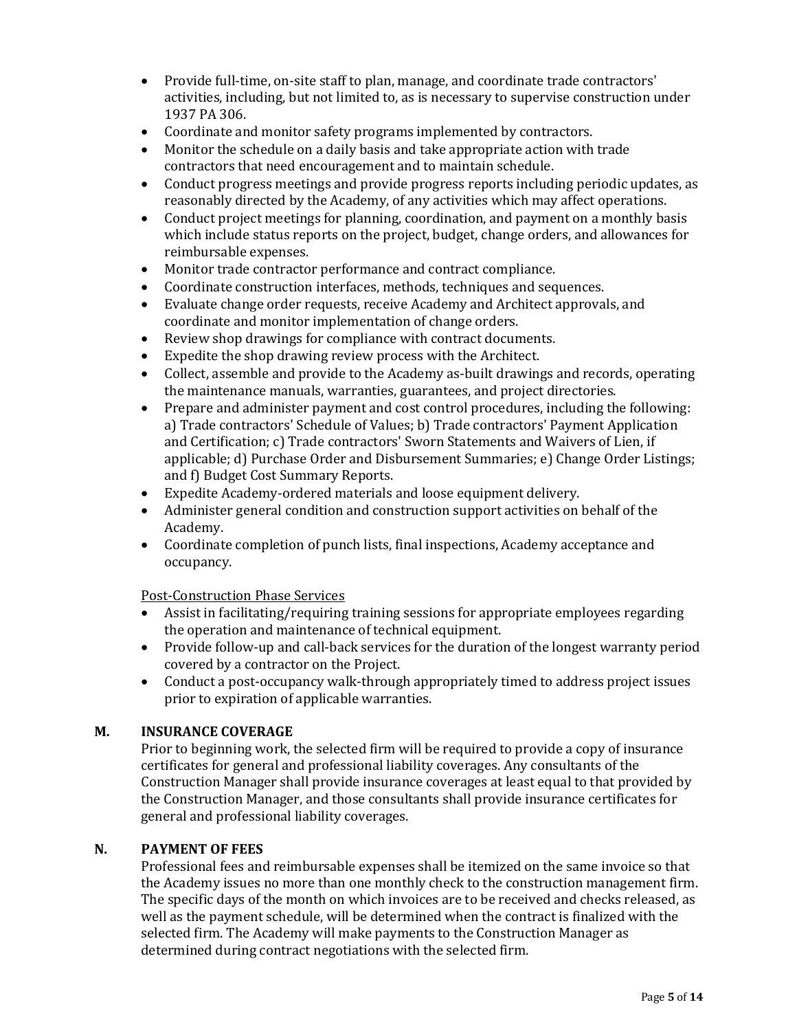- Provide full-time, on-site staff to plan, manage, and coordinate trade contractors' activities, including, but not limited to, as is necessary to supervise construction under 1937 PA 306.
- Coordinate and monitor safety programs implemented by contractors.
- Monitor the schedule on a daily basis and take appropriate action with trade contractors that need encouragement and to maintain schedule.
- Conduct progress meetings and provide progress reports including periodic updates, as reasonably directed by the Academy, of any activities which may affect operations.
- Conduct project meetings for planning, coordination, and payment on a monthly basis which include status reports on the project, budget, change orders, and allowances for reimbursable expenses.
- Monitor trade contractor performance and contract compliance.
- Coordinate construction interfaces, methods, techniques and sequences.
- Evaluate change order requests, receive Academy and Architect approvals, and coordinate and monitor implementation of change orders.
- Review shop drawings for compliance with contract documents.
- Expedite the shop drawing review process with the Architect.
- Collect, assemble and provide to the Academy as-built drawings and records, operating the maintenance manuals, warranties, guarantees, and project directories.
- Prepare and administer payment and cost control procedures, including the following: a) Trade contractors' Schedule of Values; b) Trade contractors' Payment Application and Certification; c) Trade contractors' Sworn Statements and Waivers of Lien, if applicable; d) Purchase Order and Disbursement Summaries; e) Change Order Listings; and f) Budget Cost Summary Reports.
- Expedite Academy-ordered materials and loose equipment delivery.
- Administer general condition and construction support activities on behalf of the Academy.
- Coordinate completion of punch lists, final inspections, Academy acceptance and occupancy.

<u>Post-Construction Phase Services</u>

- Assist in facilitating/requiring training sessions for appropriate employees regarding the operation and maintenance of technical equipment.
- Provide follow-up and call-back services for the duration of the longest warranty period covered by a contractor on the Project.
- Conduct a post-occupancy walk-through appropriately timed to address project issues prior to expiration of applicable warranties.

## M. INSURANCE COVERAGE

Prior to beginning work, the selected firm will be required to provide a copy of insurance certificates for general and professional liability coverages. Any consultants of the Construction Manager shall provide insurance coverages at least equal to that provided by the Construction Manager, and those consultants shall provide insurance certificates for general and professional liability coverages.

## N. PAYMENT OF FEES

Professional fees and reimbursable expenses shall be itemized on the same invoice so that the Academy issues no more than one monthly check to the construction management firm. The specific days of the month on which invoices are to be received and checks released, as well as the payment schedule, will be determined when the contract is finalized with the selected firm. The Academy will make payments to the Construction Manager as determined during contract negotiations with the selected firm.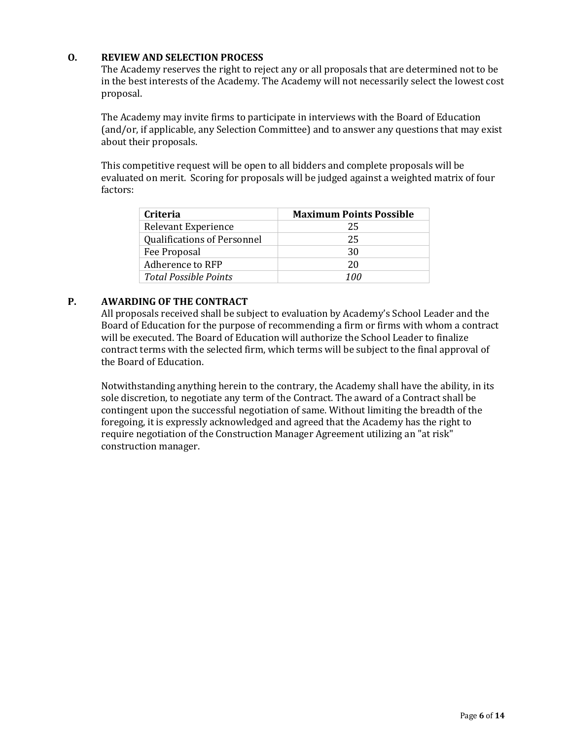## O. REVIEW AND SELECTION PROCESS

The Academy reserves the right to reject any or all proposals that are determined not to be in the best interests of the Academy. The Academy will not necessarily select the lowest cost proposal.

The Academy may invite firms to participate in interviews with the Board of Education (and/or, if applicable, any Selection Committee) and to answer any questions that may exist about their proposals.

This competitive request will be open to all bidders and complete proposals will be evaluated on merit. Scoring for proposals will be judged against a weighted matrix of four factors:

| Criteria | Maximum Points Possible |
|---|---|
| Relevant Experience | 25 |
| Qualifications of Personnel | 25 |
| Fee Proposal | 30 |
| Adherence to RFP | 20 |
| *Total Possible Points* | *100* |

## P. AWARDING OF THE CONTRACT

All proposals received shall be subject to evaluation by Academy's School Leader and the Board of Education for the purpose of recommending a firm or firms with whom a contract will be executed. The Board of Education will authorize the School Leader to finalize contract terms with the selected firm, which terms will be subject to the final approval of the Board of Education.

Notwithstanding anything herein to the contrary, the Academy shall have the ability, in its sole discretion, to negotiate any term of the Contract. The award of a Contract shall be contingent upon the successful negotiation of same. Without limiting the breadth of the foregoing, it is expressly acknowledged and agreed that the Academy has the right to require negotiation of the Construction Manager Agreement utilizing an "at risk" construction manager.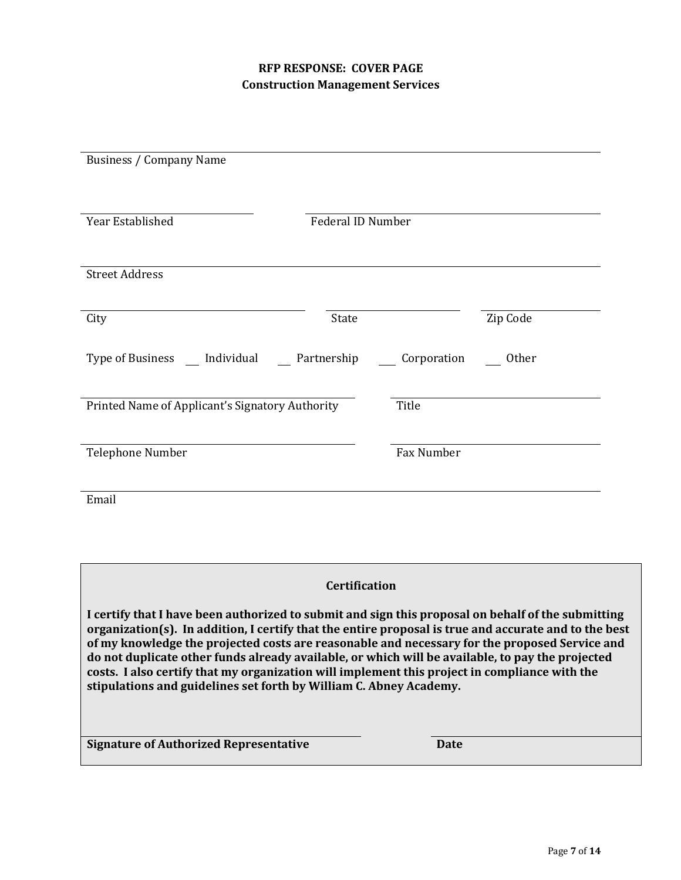## RFP RESPONSE: COVER PAGE
### Construction Management Services

Business / Company Name

Year Established

Federal ID Number

Street Address

City

State

Zip Code

Type of Business ___ Individual ___ Partnership ___ Corporation ___ Other

Printed Name of Applicant's Signatory Authority

Title

Telephone Number

Fax Number

Email

**Certification**

**I certify that I have been authorized to submit and sign this proposal on behalf of the submitting organization(s). In addition, I certify that the entire proposal is true and accurate and to the best of my knowledge the projected costs are reasonable and necessary for the proposed Service and do not duplicate other funds already available, or which will be available, to pay the projected costs. I also certify that my organization will implement this project in compliance with the stipulations and guidelines set forth by William C. Abney Academy.**

**Signature of Authorized Representative**

**Date**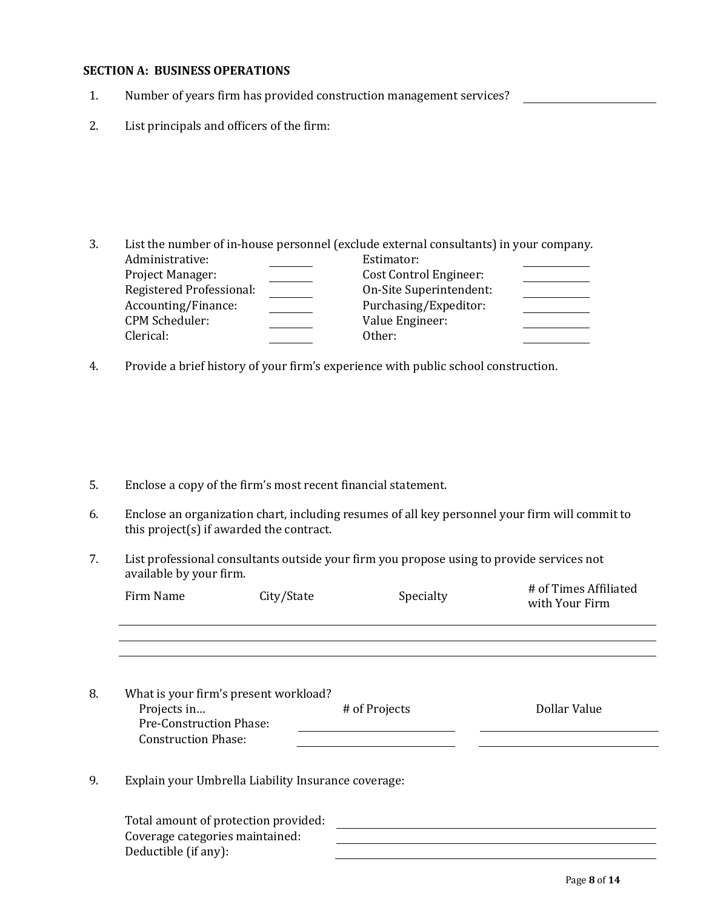**SECTION A: BUSINESS OPERATIONS**

1. Number of years firm has provided construction management services? \_\_\_\_\_\_\_\_\_\_\_\_\_\_\_\_\_\_\_\_

2. List principals and officers of the firm:

3. List the number of in-house personnel (exclude external consultants) in your company.

| | | | |
|---|---|---|---|
| Administrative: | \_\_\_\_\_\_\_\_ | Estimator: | \_\_\_\_\_\_\_\_ |
| Project Manager: | \_\_\_\_\_\_\_\_ | Cost Control Engineer: | \_\_\_\_\_\_\_\_ |
| Registered Professional: | \_\_\_\_\_\_\_\_ | On-Site Superintendent: | \_\_\_\_\_\_\_\_ |
| Accounting/Finance: | \_\_\_\_\_\_\_\_ | Purchasing/Expeditor: | \_\_\_\_\_\_\_\_ |
| CPM Scheduler: | \_\_\_\_\_\_\_\_ | Value Engineer: | \_\_\_\_\_\_\_\_ |
| Clerical: | \_\_\_\_\_\_\_\_ | Other: | \_\_\_\_\_\_\_\_ |

4. Provide a brief history of your firm's experience with public school construction.

5. Enclose a copy of the firm's most recent financial statement.

6. Enclose an organization chart, including resumes of all key personnel your firm will commit to this project(s) if awarded the contract.

7. List professional consultants outside your firm you propose using to provide services not available by your firm.

| Firm Name | City/State | Specialty | # of Times Affiliated with Your Firm |
|---|---|---|---|
| | | | |
| | | | |
| | | | |

8. What is your firm's present workload?

| Projects in… | # of Projects | Dollar Value |
|---|---|---|
| Pre-Construction Phase: | | |
| Construction Phase: | | |

9. Explain your Umbrella Liability Insurance coverage:

Total amount of protection provided: \_\_\_\_\_\_\_\_\_\_\_\_\_\_\_\_\_\_\_\_
Coverage categories maintained: \_\_\_\_\_\_\_\_\_\_\_\_\_\_\_\_\_\_\_\_
Deductible (if any): \_\_\_\_\_\_\_\_\_\_\_\_\_\_\_\_\_\_\_\_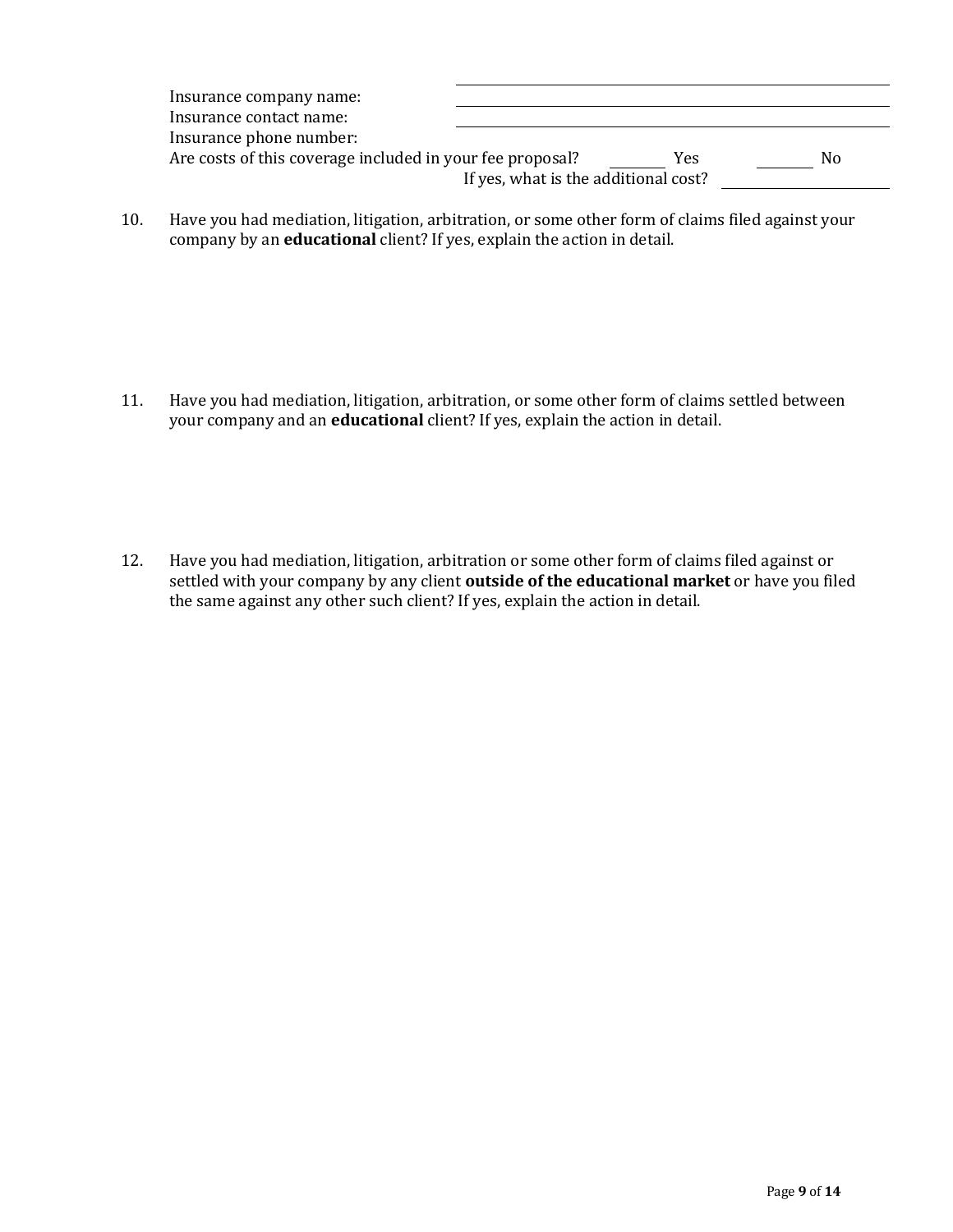Insurance company name: ______________________________

Insurance contact name: ______________________________

Insurance phone number: ______________________________

Are costs of this coverage included in your fee proposal? ________ Yes ________ No

If yes, what is the additional cost? ______________

10. Have you had mediation, litigation, arbitration, or some other form of claims filed against your company by an **educational** client? If yes, explain the action in detail.

11. Have you had mediation, litigation, arbitration, or some other form of claims settled between your company and an **educational** client? If yes, explain the action in detail.

12. Have you had mediation, litigation, arbitration or some other form of claims filed against or settled with your company by any client **outside of the educational market** or have you filed the same against any other such client? If yes, explain the action in detail.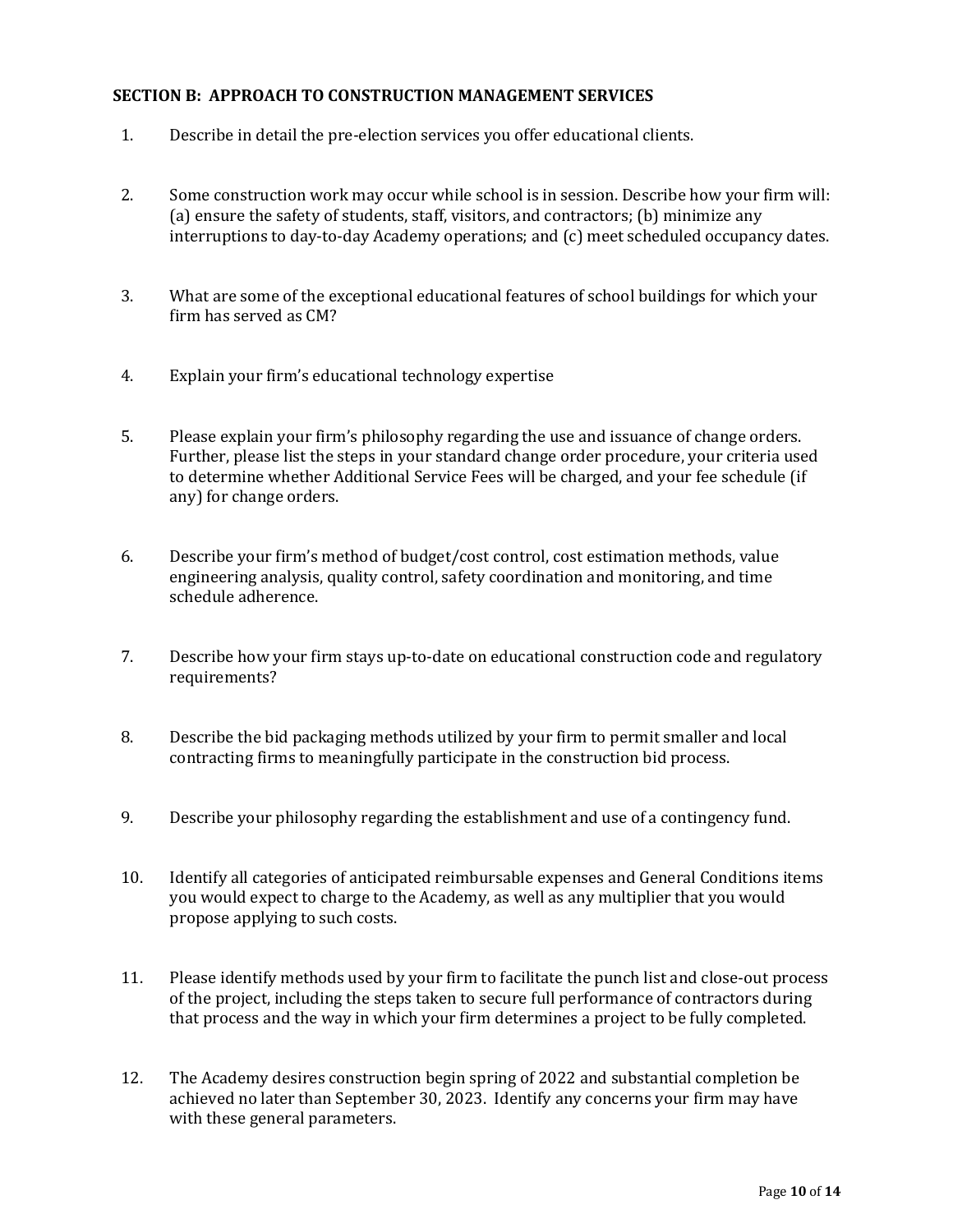## SECTION B: APPROACH TO CONSTRUCTION MANAGEMENT SERVICES

1. Describe in detail the pre-election services you offer educational clients.

2. Some construction work may occur while school is in session. Describe how your firm will: (a) ensure the safety of students, staff, visitors, and contractors; (b) minimize any interruptions to day-to-day Academy operations; and (c) meet scheduled occupancy dates.

3. What are some of the exceptional educational features of school buildings for which your firm has served as CM?

4. Explain your firm's educational technology expertise

5. Please explain your firm's philosophy regarding the use and issuance of change orders. Further, please list the steps in your standard change order procedure, your criteria used to determine whether Additional Service Fees will be charged, and your fee schedule (if any) for change orders.

6. Describe your firm's method of budget/cost control, cost estimation methods, value engineering analysis, quality control, safety coordination and monitoring, and time schedule adherence.

7. Describe how your firm stays up-to-date on educational construction code and regulatory requirements?

8. Describe the bid packaging methods utilized by your firm to permit smaller and local contracting firms to meaningfully participate in the construction bid process.

9. Describe your philosophy regarding the establishment and use of a contingency fund.

10. Identify all categories of anticipated reimbursable expenses and General Conditions items you would expect to charge to the Academy, as well as any multiplier that you would propose applying to such costs.

11. Please identify methods used by your firm to facilitate the punch list and close-out process of the project, including the steps taken to secure full performance of contractors during that process and the way in which your firm determines a project to be fully completed.

12. The Academy desires construction begin spring of 2022 and substantial completion be achieved no later than September 30, 2023. Identify any concerns your firm may have with these general parameters.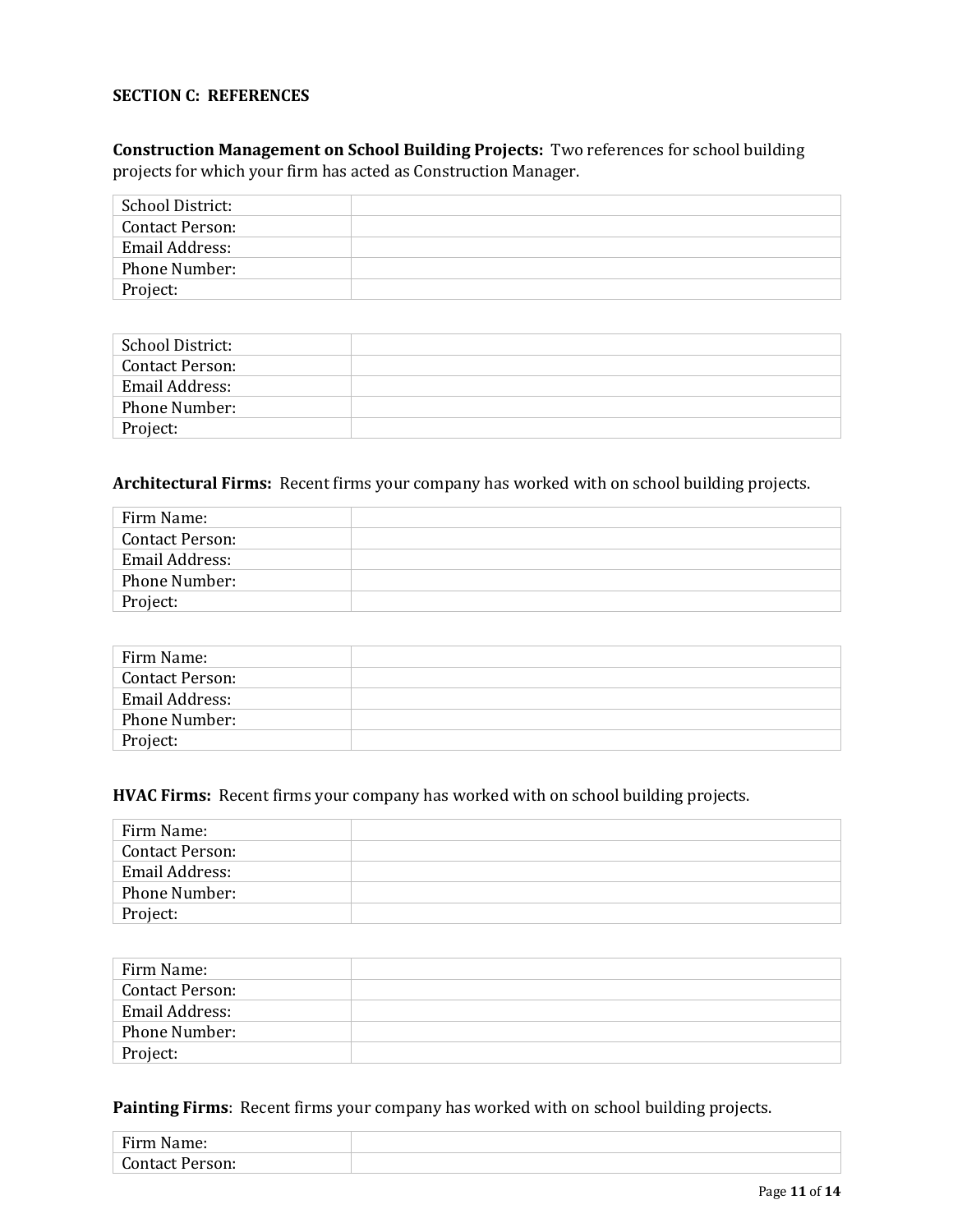**SECTION C: REFERENCES**

**Construction Management on School Building Projects:** Two references for school building projects for which your firm has acted as Construction Manager.

| | |
|---|---|
| School District: | |
| Contact Person: | |
| Email Address: | |
| Phone Number: | |
| Project: | |

| | |
|---|---|
| School District: | |
| Contact Person: | |
| Email Address: | |
| Phone Number: | |
| Project: | |

**Architectural Firms:** Recent firms your company has worked with on school building projects.

| | |
|---|---|
| Firm Name: | |
| Contact Person: | |
| Email Address: | |
| Phone Number: | |
| Project: | |

| | |
|---|---|
| Firm Name: | |
| Contact Person: | |
| Email Address: | |
| Phone Number: | |
| Project: | |

**HVAC Firms:** Recent firms your company has worked with on school building projects.

| | |
|---|---|
| Firm Name: | |
| Contact Person: | |
| Email Address: | |
| Phone Number: | |
| Project: | |

| | |
|---|---|
| Firm Name: | |
| Contact Person: | |
| Email Address: | |
| Phone Number: | |
| Project: | |

**Painting Firms**: Recent firms your company has worked with on school building projects.

| | |
|---|---|
| Firm Name: | |
| Contact Person: | |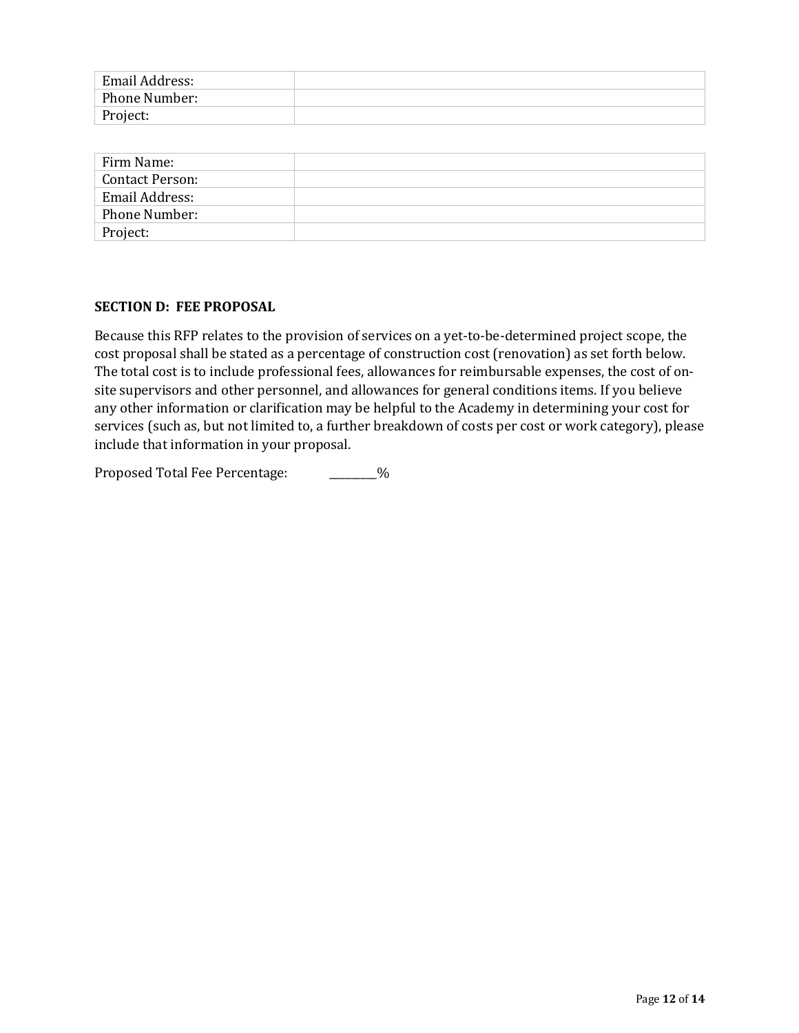| | |
|---|---|
| Email Address: | |
| Phone Number: | |
| Project: | |

| | |
|---|---|
| Firm Name: | |
| Contact Person: | |
| Email Address: | |
| Phone Number: | |
| Project: | |

**SECTION D: FEE PROPOSAL**

Because this RFP relates to the provision of services on a yet-to-be-determined project scope, the cost proposal shall be stated as a percentage of construction cost (renovation) as set forth below. The total cost is to include professional fees, allowances for reimbursable expenses, the cost of on-site supervisors and other personnel, and allowances for general conditions items. If you believe any other information or clarification may be helpful to the Academy in determining your cost for services (such as, but not limited to, a further breakdown of costs per cost or work category), please include that information in your proposal.

Proposed Total Fee Percentage: ________%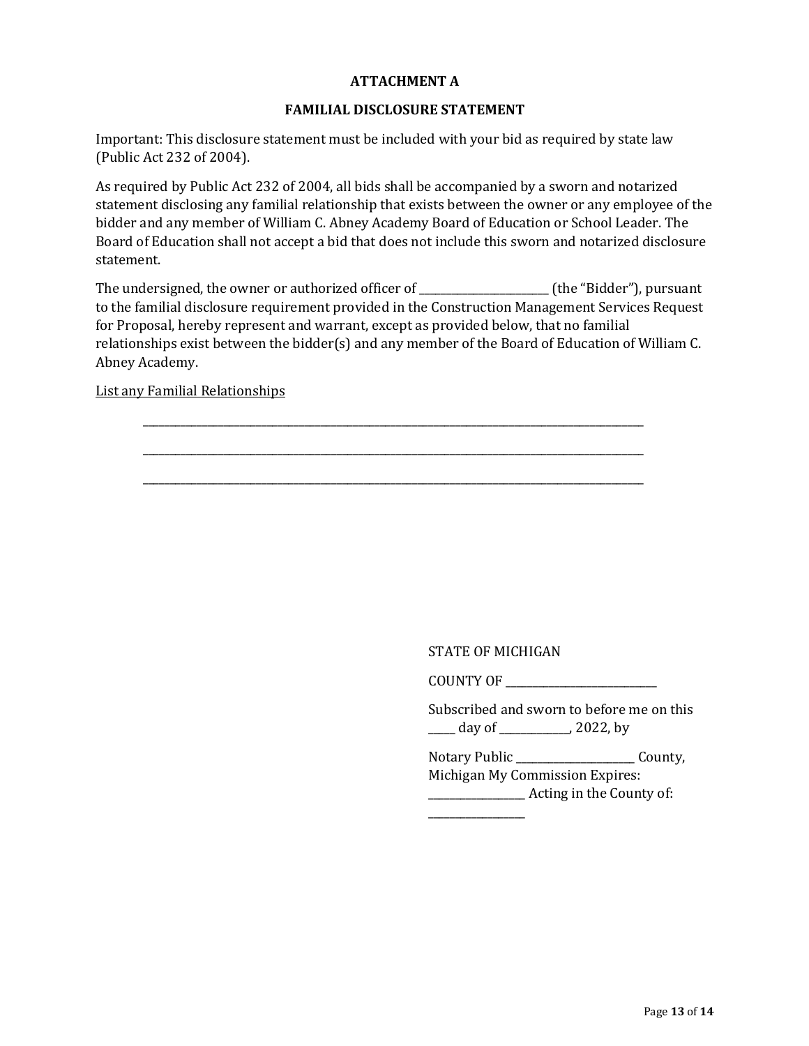## ATTACHMENT A

## FAMILIAL DISCLOSURE STATEMENT

Important: This disclosure statement must be included with your bid as required by state law (Public Act 232 of 2004).

As required by Public Act 232 of 2004, all bids shall be accompanied by a sworn and notarized statement disclosing any familial relationship that exists between the owner or any employee of the bidder and any member of William C. Abney Academy Board of Education or School Leader. The Board of Education shall not accept a bid that does not include this sworn and notarized disclosure statement.

The undersigned, the owner or authorized officer of ________________________ (the "Bidder"), pursuant to the familial disclosure requirement provided in the Construction Management Services Request for Proposal, hereby represent and warrant, except as provided below, that no familial relationships exist between the bidder(s) and any member of the Board of Education of William C. Abney Academy.

<u>List any Familial Relationships</u>

______________________________________________________________________________________________

______________________________________________________________________________________________

______________________________________________________________________________________________

STATE OF MICHIGAN

COUNTY OF ____________________________

Subscribed and sworn to before me on this _____ day of _____________, 2022, by

Notary Public _______________________ County, Michigan My Commission Expires: __________________ Acting in the County of: __________________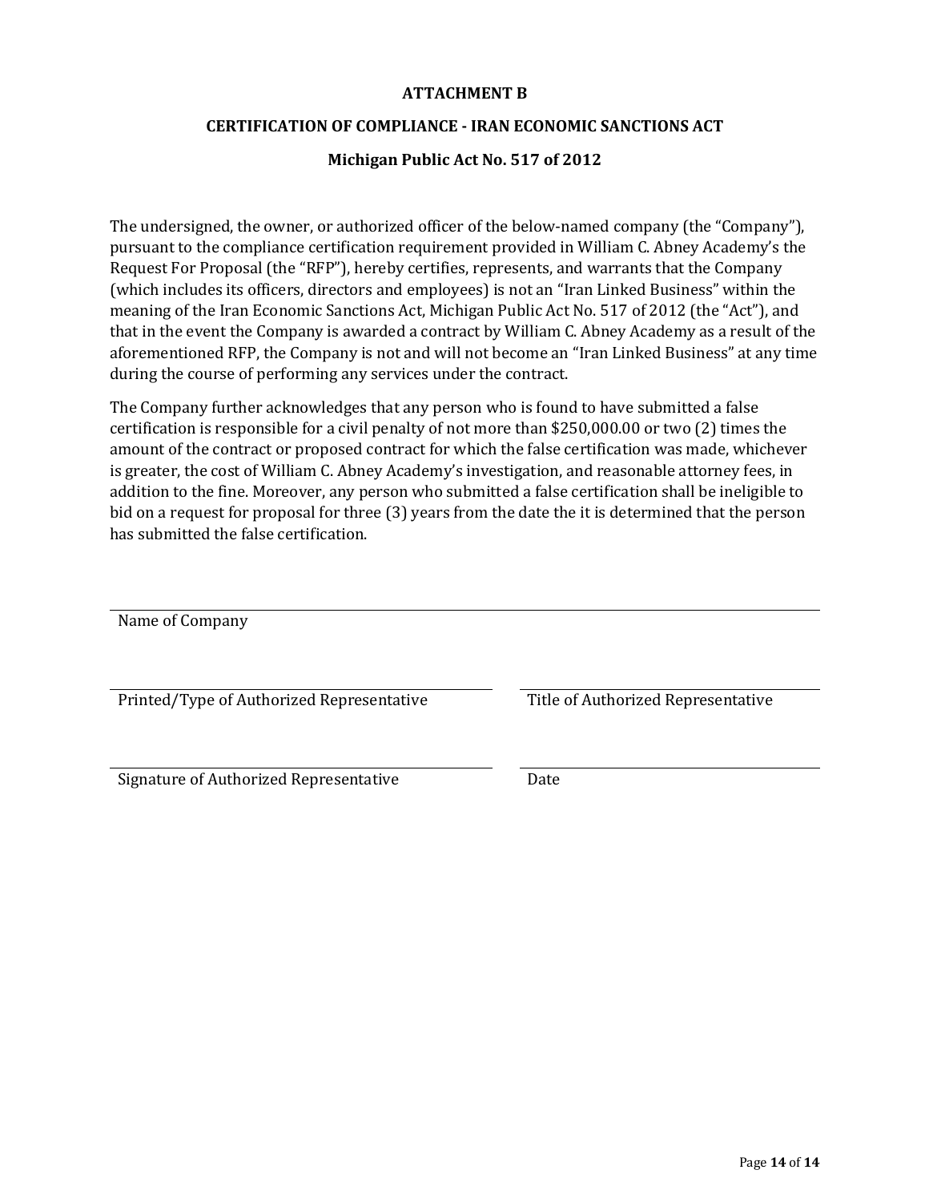**ATTACHMENT B**

**CERTIFICATION OF COMPLIANCE - IRAN ECONOMIC SANCTIONS ACT**

**Michigan Public Act No. 517 of 2012**

The undersigned, the owner, or authorized officer of the below-named company (the "Company"), pursuant to the compliance certification requirement provided in William C. Abney Academy's the Request For Proposal (the "RFP"), hereby certifies, represents, and warrants that the Company (which includes its officers, directors and employees) is not an "Iran Linked Business" within the meaning of the Iran Economic Sanctions Act, Michigan Public Act No. 517 of 2012 (the "Act"), and that in the event the Company is awarded a contract by William C. Abney Academy as a result of the aforementioned RFP, the Company is not and will not become an "Iran Linked Business" at any time during the course of performing any services under the contract.

The Company further acknowledges that any person who is found to have submitted a false certification is responsible for a civil penalty of not more than $250,000.00 or two (2) times the amount of the contract or proposed contract for which the false certification was made, whichever is greater, the cost of William C. Abney Academy's investigation, and reasonable attorney fees, in addition to the fine. Moreover, any person who submitted a false certification shall be ineligible to bid on a request for proposal for three (3) years from the date the it is determined that the person has submitted the false certification.

\_\_\_\_\_\_\_\_\_\_\_\_\_\_\_\_\_\_\_\_\_\_\_\_\_\_\_\_\_\_\_\_\_\_\_\_\_\_\_\_
Name of Company

\_\_\_\_\_\_\_\_\_\_\_\_\_\_\_\_\_\_\_\_\_\_\_\_\_\_\_\_\_\_ \_\_\_\_\_\_\_\_\_\_\_\_\_\_\_\_\_\_\_\_\_\_\_\_\_\_\_\_\_\_
Printed/Type of Authorized Representative Title of Authorized Representative

\_\_\_\_\_\_\_\_\_\_\_\_\_\_\_\_\_\_\_\_\_\_\_\_\_\_\_\_\_\_ \_\_\_\_\_\_\_\_\_\_\_\_\_\_\_\_\_\_\_\_\_\_\_\_\_\_\_\_\_\_
Signature of Authorized Representative Date